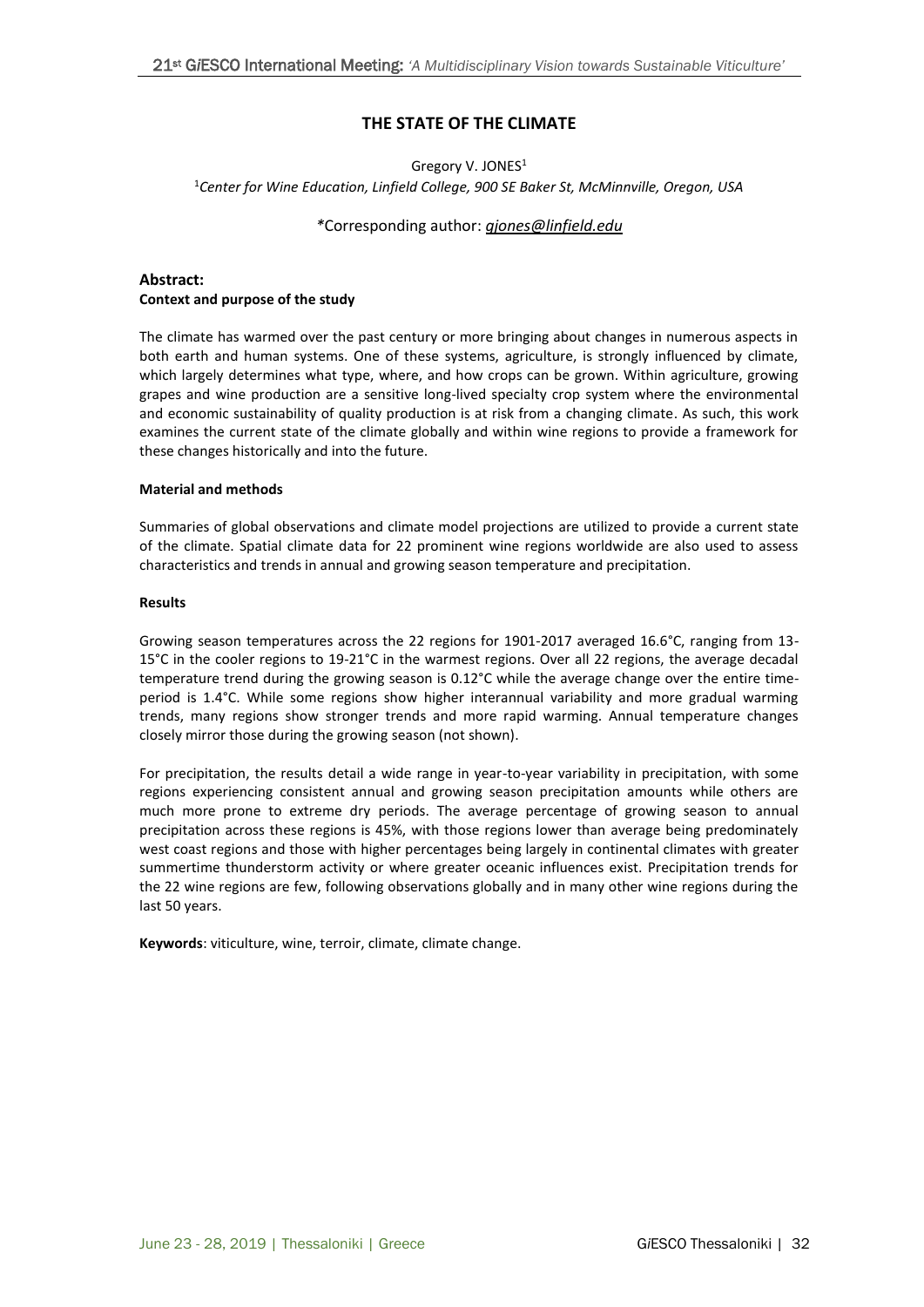# THE STATE OF THE CLIMATE

Gregory V. JONES[1]

[1]*Center for Wine Education, Linfield College, 900 SE Baker St, McMinnville, Oregon, USA*

*Corresponding author: *gjones@linfield.edu*

## Abstract:

### Context and purpose of the study

The climate has warmed over the past century or more bringing about changes in numerous aspects in both earth and human systems. One of these systems, agriculture, is strongly influenced by climate, which largely determines what type, where, and how crops can be grown. Within agriculture, growing grapes and wine production are a sensitive long-lived specialty crop system where the environmental and economic sustainability of quality production is at risk from a changing climate. As such, this work examines the current state of the climate globally and within wine regions to provide a framework for these changes historically and into the future.

### Material and methods

Summaries of global observations and climate model projections are utilized to provide a current state of the climate. Spatial climate data for 22 prominent wine regions worldwide are also used to assess characteristics and trends in annual and growing season temperature and precipitation.

### Results

Growing season temperatures across the 22 regions for 1901-2017 averaged 16.6°C, ranging from 13-15°C in the cooler regions to 19-21°C in the warmest regions. Over all 22 regions, the average decadal temperature trend during the growing season is 0.12°C while the average change over the entire time-period is 1.4°C. While some regions show higher interannual variability and more gradual warming trends, many regions show stronger trends and more rapid warming. Annual temperature changes closely mirror those during the growing season (not shown).

For precipitation, the results detail a wide range in year-to-year variability in precipitation, with some regions experiencing consistent annual and growing season precipitation amounts while others are much more prone to extreme dry periods. The average percentage of growing season to annual precipitation across these regions is 45%, with those regions lower than average being predominately west coast regions and those with higher percentages being largely in continental climates with greater summertime thunderstorm activity or where greater oceanic influences exist. Precipitation trends for the 22 wine regions are few, following observations globally and in many other wine regions during the last 50 years.

**Keywords**: viticulture, wine, terroir, climate, climate change.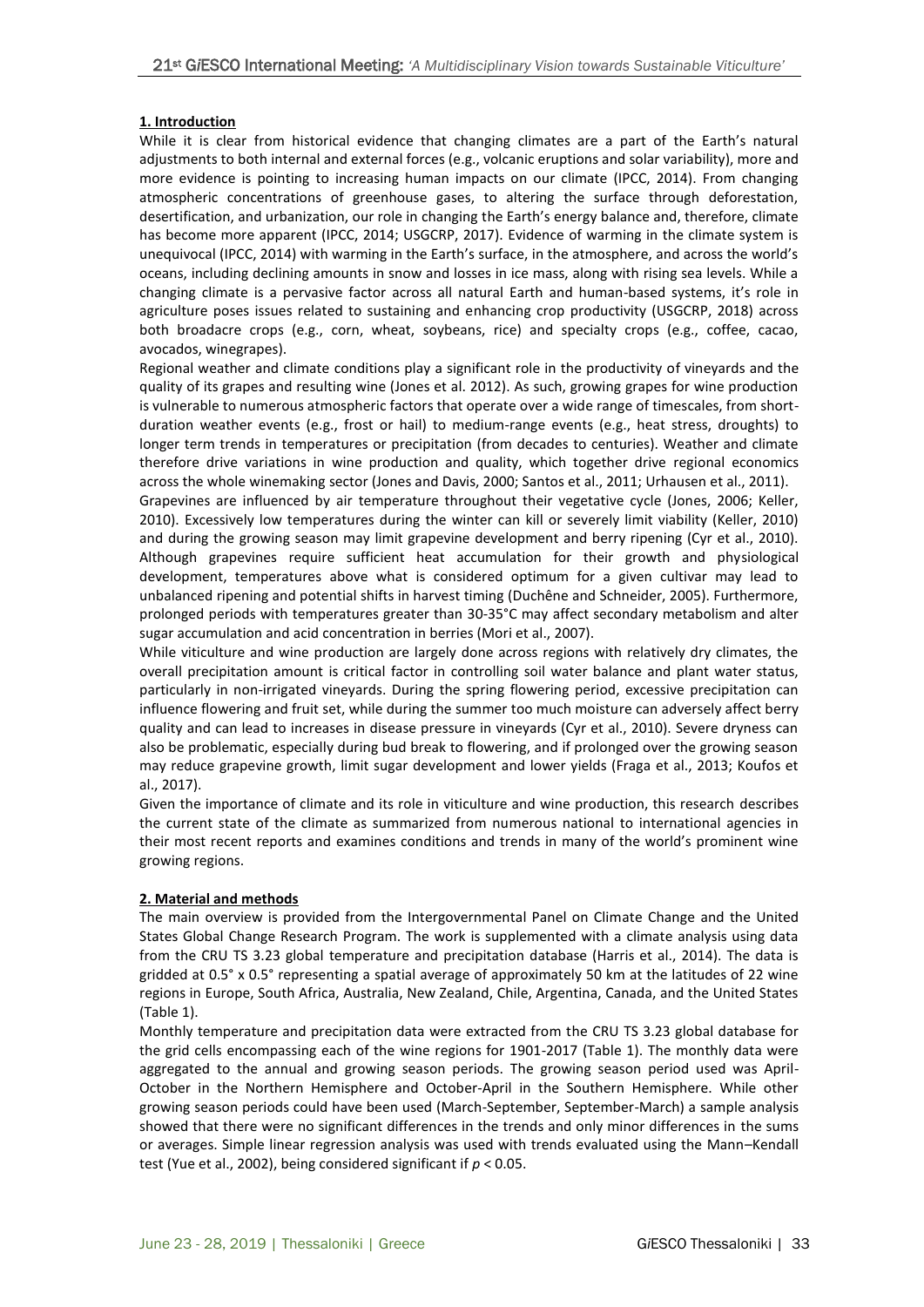## 1. Introduction

While it is clear from historical evidence that changing climates are a part of the Earth's natural adjustments to both internal and external forces (e.g., volcanic eruptions and solar variability), more and more evidence is pointing to increasing human impacts on our climate (IPCC, 2014). From changing atmospheric concentrations of greenhouse gases, to altering the surface through deforestation, desertification, and urbanization, our role in changing the Earth's energy balance and, therefore, climate has become more apparent (IPCC, 2014; USGCRP, 2017). Evidence of warming in the climate system is unequivocal (IPCC, 2014) with warming in the Earth's surface, in the atmosphere, and across the world's oceans, including declining amounts in snow and losses in ice mass, along with rising sea levels. While a changing climate is a pervasive factor across all natural Earth and human-based systems, it's role in agriculture poses issues related to sustaining and enhancing crop productivity (USGCRP, 2018) across both broadacre crops (e.g., corn, wheat, soybeans, rice) and specialty crops (e.g., coffee, cacao, avocados, winegrapes).

Regional weather and climate conditions play a significant role in the productivity of vineyards and the quality of its grapes and resulting wine (Jones et al. 2012). As such, growing grapes for wine production is vulnerable to numerous atmospheric factors that operate over a wide range of timescales, from short-duration weather events (e.g., frost or hail) to medium-range events (e.g., heat stress, droughts) to longer term trends in temperatures or precipitation (from decades to centuries). Weather and climate therefore drive variations in wine production and quality, which together drive regional economics across the whole winemaking sector (Jones and Davis, 2000; Santos et al., 2011; Urhausen et al., 2011).

Grapevines are influenced by air temperature throughout their vegetative cycle (Jones, 2006; Keller, 2010). Excessively low temperatures during the winter can kill or severely limit viability (Keller, 2010) and during the growing season may limit grapevine development and berry ripening (Cyr et al., 2010). Although grapevines require sufficient heat accumulation for their growth and physiological development, temperatures above what is considered optimum for a given cultivar may lead to unbalanced ripening and potential shifts in harvest timing (Duchêne and Schneider, 2005). Furthermore, prolonged periods with temperatures greater than 30-35°C may affect secondary metabolism and alter sugar accumulation and acid concentration in berries (Mori et al., 2007).

While viticulture and wine production are largely done across regions with relatively dry climates, the overall precipitation amount is critical factor in controlling soil water balance and plant water status, particularly in non-irrigated vineyards. During the spring flowering period, excessive precipitation can influence flowering and fruit set, while during the summer too much moisture can adversely affect berry quality and can lead to increases in disease pressure in vineyards (Cyr et al., 2010). Severe dryness can also be problematic, especially during bud break to flowering, and if prolonged over the growing season may reduce grapevine growth, limit sugar development and lower yields (Fraga et al., 2013; Koufos et al., 2017).

Given the importance of climate and its role in viticulture and wine production, this research describes the current state of the climate as summarized from numerous national to international agencies in their most recent reports and examines conditions and trends in many of the world's prominent wine growing regions.

## 2. Material and methods

The main overview is provided from the Intergovernmental Panel on Climate Change and the United States Global Change Research Program. The work is supplemented with a climate analysis using data from the CRU TS 3.23 global temperature and precipitation database (Harris et al., 2014). The data is gridded at 0.5° x 0.5° representing a spatial average of approximately 50 km at the latitudes of 22 wine regions in Europe, South Africa, Australia, New Zealand, Chile, Argentina, Canada, and the United States (Table 1).

Monthly temperature and precipitation data were extracted from the CRU TS 3.23 global database for the grid cells encompassing each of the wine regions for 1901-2017 (Table 1). The monthly data were aggregated to the annual and growing season periods. The growing season period used was April-October in the Northern Hemisphere and October-April in the Southern Hemisphere. While other growing season periods could have been used (March-September, September-March) a sample analysis showed that there were no significant differences in the trends and only minor differences in the sums or averages. Simple linear regression analysis was used with trends evaluated using the Mann–Kendall test (Yue et al., 2002), being considered significant if $p < 0.05$.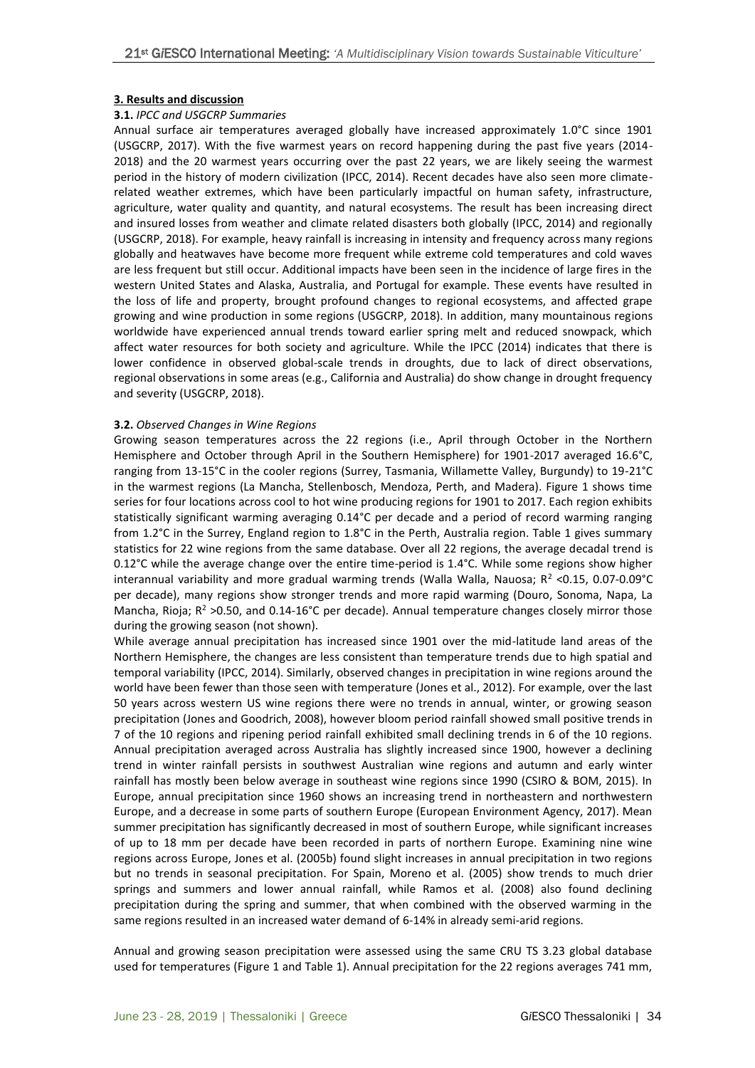## 3. Results and discussion

### 3.1. *IPCC and USGCRP Summaries*

Annual surface air temperatures averaged globally have increased approximately 1.0°C since 1901 (USGCRP, 2017). With the five warmest years on record happening during the past five years (2014-2018) and the 20 warmest years occurring over the past 22 years, we are likely seeing the warmest period in the history of modern civilization (IPCC, 2014). Recent decades have also seen more climate-related weather extremes, which have been particularly impactful on human safety, infrastructure, agriculture, water quality and quantity, and natural ecosystems. The result has been increasing direct and insured losses from weather and climate related disasters both globally (IPCC, 2014) and regionally (USGCRP, 2018). For example, heavy rainfall is increasing in intensity and frequency across many regions globally and heatwaves have become more frequent while extreme cold temperatures and cold waves are less frequent but still occur. Additional impacts have been seen in the incidence of large fires in the western United States and Alaska, Australia, and Portugal for example. These events have resulted in the loss of life and property, brought profound changes to regional ecosystems, and affected grape growing and wine production in some regions (USGCRP, 2018). In addition, many mountainous regions worldwide have experienced annual trends toward earlier spring melt and reduced snowpack, which affect water resources for both society and agriculture. While the IPCC (2014) indicates that there is lower confidence in observed global-scale trends in droughts, due to lack of direct observations, regional observations in some areas (e.g., California and Australia) do show change in drought frequency and severity (USGCRP, 2018).

### 3.2. *Observed Changes in Wine Regions*

Growing season temperatures across the 22 regions (i.e., April through October in the Northern Hemisphere and October through April in the Southern Hemisphere) for 1901-2017 averaged 16.6°C, ranging from 13-15°C in the cooler regions (Surrey, Tasmania, Willamette Valley, Burgundy) to 19-21°C in the warmest regions (La Mancha, Stellenbosch, Mendoza, Perth, and Madera). Figure 1 shows time series for four locations across cool to hot wine producing regions for 1901 to 2017. Each region exhibits statistically significant warming averaging 0.14°C per decade and a period of record warming ranging from 1.2°C in the Surrey, England region to 1.8°C in the Perth, Australia region. Table 1 gives summary statistics for 22 wine regions from the same database. Over all 22 regions, the average decadal trend is 0.12°C while the average change over the entire time-period is 1.4°C. While some regions show higher interannual variability and more gradual warming trends (Walla Walla, Nauosa; $R^2$ <0.15, 0.07-0.09°C per decade), many regions show stronger trends and more rapid warming (Douro, Sonoma, Napa, La Mancha, Rioja; $R^2$ >0.50, and 0.14-16°C per decade). Annual temperature changes closely mirror those during the growing season (not shown).

While average annual precipitation has increased since 1901 over the mid-latitude land areas of the Northern Hemisphere, the changes are less consistent than temperature trends due to high spatial and temporal variability (IPCC, 2014). Similarly, observed changes in precipitation in wine regions around the world have been fewer than those seen with temperature (Jones et al., 2012). For example, over the last 50 years across western US wine regions there were no trends in annual, winter, or growing season precipitation (Jones and Goodrich, 2008), however bloom period rainfall showed small positive trends in 7 of the 10 regions and ripening period rainfall exhibited small declining trends in 6 of the 10 regions. Annual precipitation averaged across Australia has slightly increased since 1900, however a declining trend in winter rainfall persists in southwest Australian wine regions and autumn and early winter rainfall has mostly been below average in southeast wine regions since 1990 (CSIRO & BOM, 2015). In Europe, annual precipitation since 1960 shows an increasing trend in northeastern and northwestern Europe, and a decrease in some parts of southern Europe (European Environment Agency, 2017). Mean summer precipitation has significantly decreased in most of southern Europe, while significant increases of up to 18 mm per decade have been recorded in parts of northern Europe. Examining nine wine regions across Europe, Jones et al. (2005b) found slight increases in annual precipitation in two regions but no trends in seasonal precipitation. For Spain, Moreno et al. (2005) show trends to much drier springs and summers and lower annual rainfall, while Ramos et al. (2008) also found declining precipitation during the spring and summer, that when combined with the observed warming in the same regions resulted in an increased water demand of 6-14% in already semi-arid regions.

Annual and growing season precipitation were assessed using the same CRU TS 3.23 global database used for temperatures (Figure 1 and Table 1). Annual precipitation for the 22 regions averages 741 mm,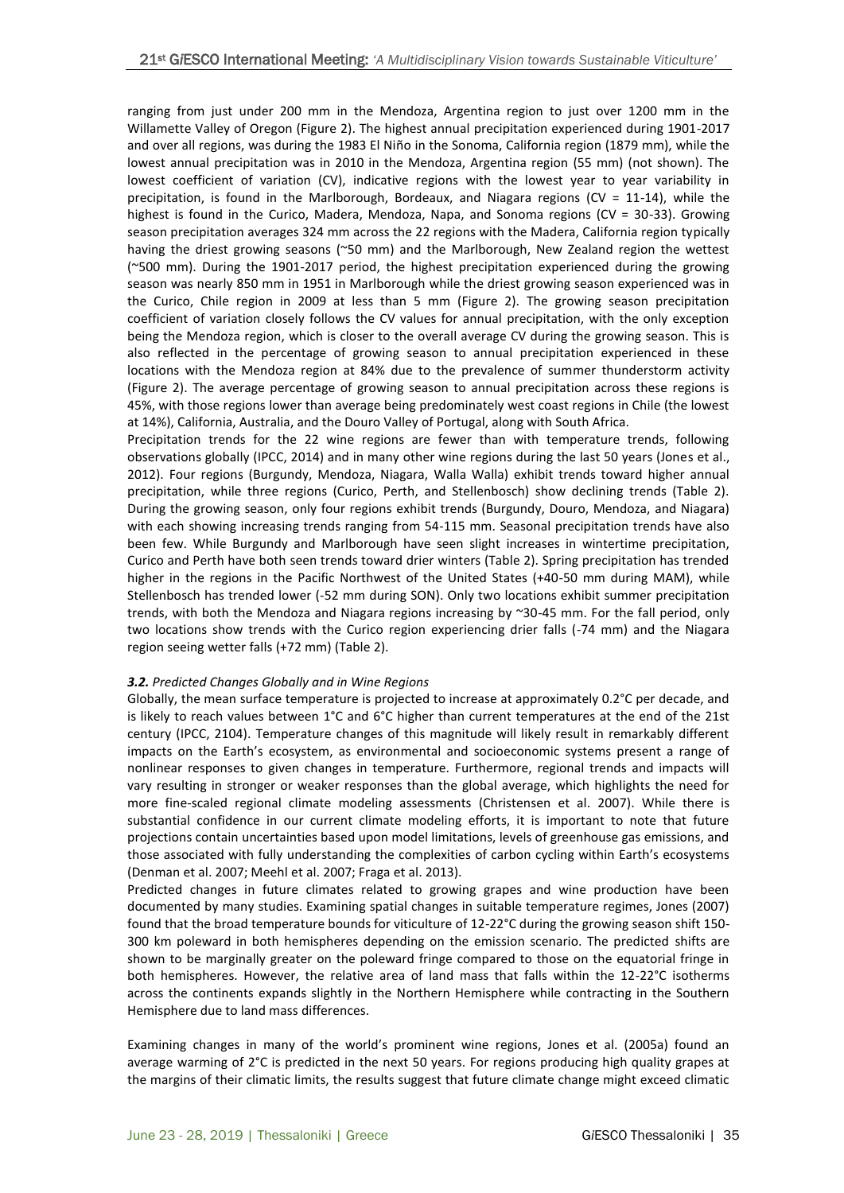ranging from just under 200 mm in the Mendoza, Argentina region to just over 1200 mm in the Willamette Valley of Oregon (Figure 2). The highest annual precipitation experienced during 1901-2017 and over all regions, was during the 1983 El Niño in the Sonoma, California region (1879 mm), while the lowest annual precipitation was in 2010 in the Mendoza, Argentina region (55 mm) (not shown). The lowest coefficient of variation (CV), indicative regions with the lowest year to year variability in precipitation, is found in the Marlborough, Bordeaux, and Niagara regions (CV = 11-14), while the highest is found in the Curico, Madera, Mendoza, Napa, and Sonoma regions (CV = 30-33). Growing season precipitation averages 324 mm across the 22 regions with the Madera, California region typically having the driest growing seasons (~50 mm) and the Marlborough, New Zealand region the wettest (~500 mm). During the 1901-2017 period, the highest precipitation experienced during the growing season was nearly 850 mm in 1951 in Marlborough while the driest growing season experienced was in the Curico, Chile region in 2009 at less than 5 mm (Figure 2). The growing season precipitation coefficient of variation closely follows the CV values for annual precipitation, with the only exception being the Mendoza region, which is closer to the overall average CV during the growing season. This is also reflected in the percentage of growing season to annual precipitation experienced in these locations with the Mendoza region at 84% due to the prevalence of summer thunderstorm activity (Figure 2). The average percentage of growing season to annual precipitation across these regions is 45%, with those regions lower than average being predominately west coast regions in Chile (the lowest at 14%), California, Australia, and the Douro Valley of Portugal, along with South Africa.

Precipitation trends for the 22 wine regions are fewer than with temperature trends, following observations globally (IPCC, 2014) and in many other wine regions during the last 50 years (Jones et al., 2012). Four regions (Burgundy, Mendoza, Niagara, Walla Walla) exhibit trends toward higher annual precipitation, while three regions (Curico, Perth, and Stellenbosch) show declining trends (Table 2). During the growing season, only four regions exhibit trends (Burgundy, Douro, Mendoza, and Niagara) with each showing increasing trends ranging from 54-115 mm. Seasonal precipitation trends have also been few. While Burgundy and Marlborough have seen slight increases in wintertime precipitation, Curico and Perth have both seen trends toward drier winters (Table 2). Spring precipitation has trended higher in the regions in the Pacific Northwest of the United States (+40-50 mm during MAM), while Stellenbosch has trended lower (-52 mm during SON). Only two locations exhibit summer precipitation trends, with both the Mendoza and Niagara regions increasing by ~30-45 mm. For the fall period, only two locations show trends with the Curico region experiencing drier falls (-74 mm) and the Niagara region seeing wetter falls (+72 mm) (Table 2).

### *3.2. Predicted Changes Globally and in Wine Regions*

Globally, the mean surface temperature is projected to increase at approximately 0.2°C per decade, and is likely to reach values between 1°C and 6°C higher than current temperatures at the end of the 21st century (IPCC, 2104). Temperature changes of this magnitude will likely result in remarkably different impacts on the Earth's ecosystem, as environmental and socioeconomic systems present a range of nonlinear responses to given changes in temperature. Furthermore, regional trends and impacts will vary resulting in stronger or weaker responses than the global average, which highlights the need for more fine-scaled regional climate modeling assessments (Christensen et al. 2007). While there is substantial confidence in our current climate modeling efforts, it is important to note that future projections contain uncertainties based upon model limitations, levels of greenhouse gas emissions, and those associated with fully understanding the complexities of carbon cycling within Earth's ecosystems (Denman et al. 2007; Meehl et al. 2007; Fraga et al. 2013).

Predicted changes in future climates related to growing grapes and wine production have been documented by many studies. Examining spatial changes in suitable temperature regimes, Jones (2007) found that the broad temperature bounds for viticulture of 12-22°C during the growing season shift 150-300 km poleward in both hemispheres depending on the emission scenario. The predicted shifts are shown to be marginally greater on the poleward fringe compared to those on the equatorial fringe in both hemispheres. However, the relative area of land mass that falls within the 12-22°C isotherms across the continents expands slightly in the Northern Hemisphere while contracting in the Southern Hemisphere due to land mass differences.

Examining changes in many of the world's prominent wine regions, Jones et al. (2005a) found an average warming of 2°C is predicted in the next 50 years. For regions producing high quality grapes at the margins of their climatic limits, the results suggest that future climate change might exceed climatic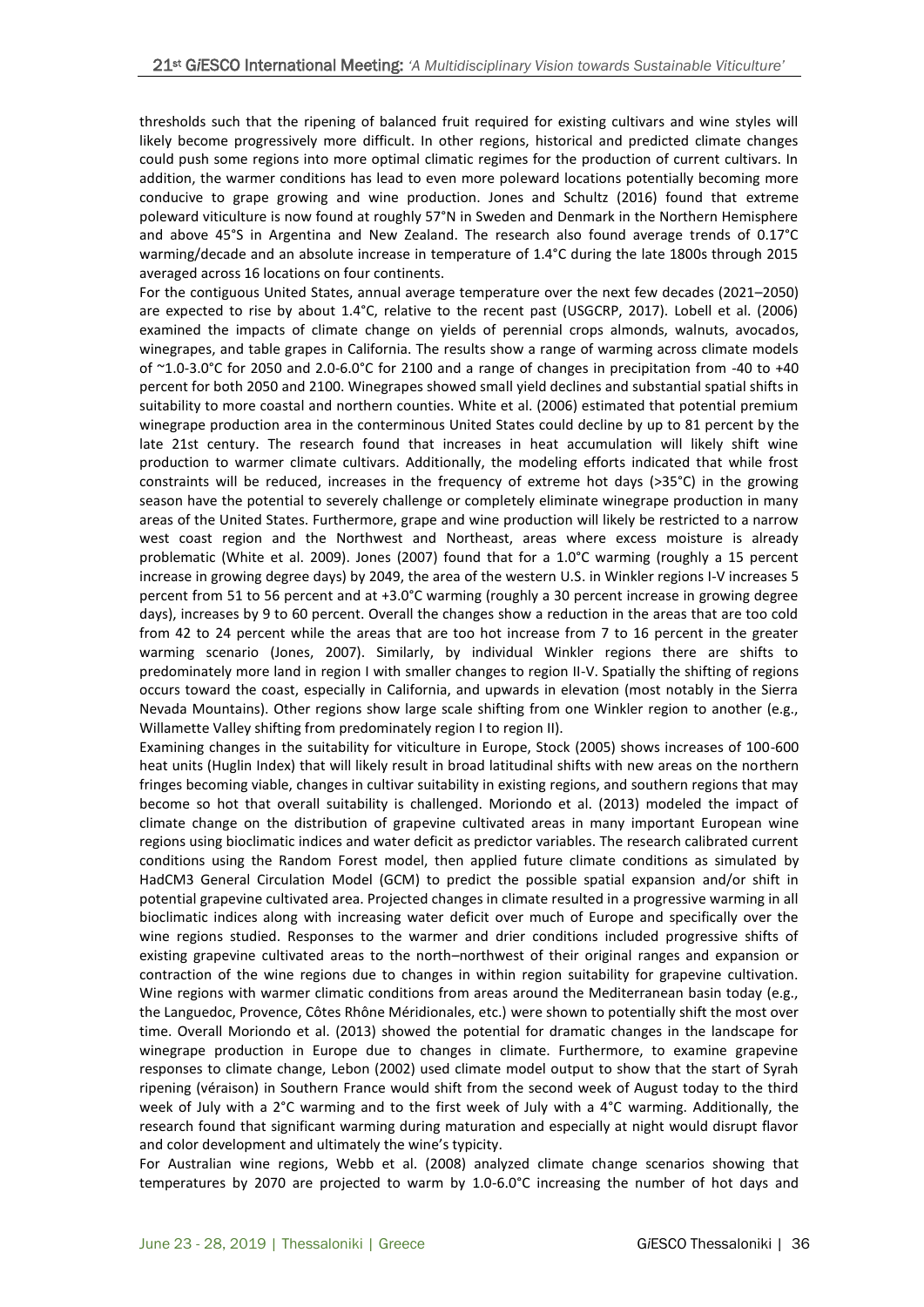thresholds such that the ripening of balanced fruit required for existing cultivars and wine styles will likely become progressively more difficult. In other regions, historical and predicted climate changes could push some regions into more optimal climatic regimes for the production of current cultivars. In addition, the warmer conditions has lead to even more poleward locations potentially becoming more conducive to grape growing and wine production. Jones and Schultz (2016) found that extreme poleward viticulture is now found at roughly 57°N in Sweden and Denmark in the Northern Hemisphere and above 45°S in Argentina and New Zealand. The research also found average trends of 0.17°C warming/decade and an absolute increase in temperature of 1.4°C during the late 1800s through 2015 averaged across 16 locations on four continents.

For the contiguous United States, annual average temperature over the next few decades (2021–2050) are expected to rise by about 1.4°C, relative to the recent past (USGCRP, 2017). Lobell et al. (2006) examined the impacts of climate change on yields of perennial crops almonds, walnuts, avocados, winegrapes, and table grapes in California. The results show a range of warming across climate models of ~1.0-3.0°C for 2050 and 2.0-6.0°C for 2100 and a range of changes in precipitation from -40 to +40 percent for both 2050 and 2100. Winegrapes showed small yield declines and substantial spatial shifts in suitability to more coastal and northern counties. White et al. (2006) estimated that potential premium winegrape production area in the conterminous United States could decline by up to 81 percent by the late 21st century. The research found that increases in heat accumulation will likely shift wine production to warmer climate cultivars. Additionally, the modeling efforts indicated that while frost constraints will be reduced, increases in the frequency of extreme hot days (>35°C) in the growing season have the potential to severely challenge or completely eliminate winegrape production in many areas of the United States. Furthermore, grape and wine production will likely be restricted to a narrow west coast region and the Northwest and Northeast, areas where excess moisture is already problematic (White et al. 2009). Jones (2007) found that for a 1.0°C warming (roughly a 15 percent increase in growing degree days) by 2049, the area of the western U.S. in Winkler regions I-V increases 5 percent from 51 to 56 percent and at +3.0°C warming (roughly a 30 percent increase in growing degree days), increases by 9 to 60 percent. Overall the changes show a reduction in the areas that are too cold from 42 to 24 percent while the areas that are too hot increase from 7 to 16 percent in the greater warming scenario (Jones, 2007). Similarly, by individual Winkler regions there are shifts to predominately more land in region I with smaller changes to region II-V. Spatially the shifting of regions occurs toward the coast, especially in California, and upwards in elevation (most notably in the Sierra Nevada Mountains). Other regions show large scale shifting from one Winkler region to another (e.g., Willamette Valley shifting from predominately region I to region II).

Examining changes in the suitability for viticulture in Europe, Stock (2005) shows increases of 100-600 heat units (Huglin Index) that will likely result in broad latitudinal shifts with new areas on the northern fringes becoming viable, changes in cultivar suitability in existing regions, and southern regions that may become so hot that overall suitability is challenged. Moriondo et al. (2013) modeled the impact of climate change on the distribution of grapevine cultivated areas in many important European wine regions using bioclimatic indices and water deficit as predictor variables. The research calibrated current conditions using the Random Forest model, then applied future climate conditions as simulated by HadCM3 General Circulation Model (GCM) to predict the possible spatial expansion and/or shift in potential grapevine cultivated area. Projected changes in climate resulted in a progressive warming in all bioclimatic indices along with increasing water deficit over much of Europe and specifically over the wine regions studied. Responses to the warmer and drier conditions included progressive shifts of existing grapevine cultivated areas to the north–northwest of their original ranges and expansion or contraction of the wine regions due to changes in within region suitability for grapevine cultivation. Wine regions with warmer climatic conditions from areas around the Mediterranean basin today (e.g., the Languedoc, Provence, Côtes Rhône Méridionales, etc.) were shown to potentially shift the most over time. Overall Moriondo et al. (2013) showed the potential for dramatic changes in the landscape for winegrape production in Europe due to changes in climate. Furthermore, to examine grapevine responses to climate change, Lebon (2002) used climate model output to show that the start of Syrah ripening (véraison) in Southern France would shift from the second week of August today to the third week of July with a 2°C warming and to the first week of July with a 4°C warming. Additionally, the research found that significant warming during maturation and especially at night would disrupt flavor and color development and ultimately the wine's typicity.

For Australian wine regions, Webb et al. (2008) analyzed climate change scenarios showing that temperatures by 2070 are projected to warm by 1.0-6.0°C increasing the number of hot days and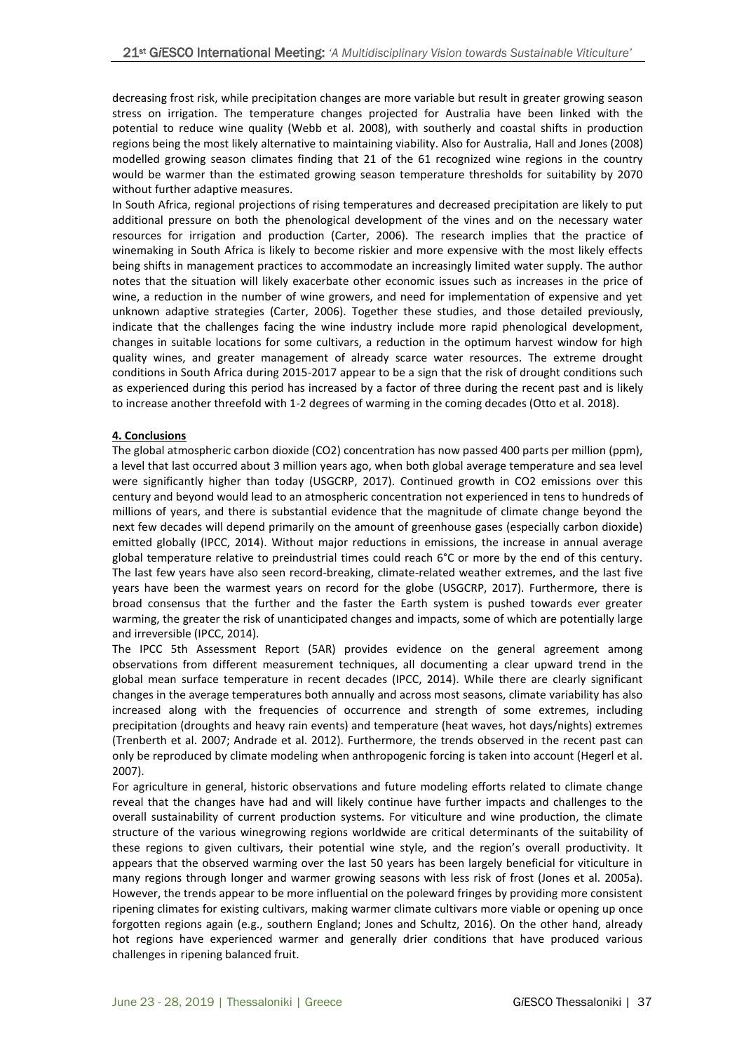decreasing frost risk, while precipitation changes are more variable but result in greater growing season stress on irrigation. The temperature changes projected for Australia have been linked with the potential to reduce wine quality (Webb et al. 2008), with southerly and coastal shifts in production regions being the most likely alternative to maintaining viability. Also for Australia, Hall and Jones (2008) modelled growing season climates finding that 21 of the 61 recognized wine regions in the country would be warmer than the estimated growing season temperature thresholds for suitability by 2070 without further adaptive measures.

In South Africa, regional projections of rising temperatures and decreased precipitation are likely to put additional pressure on both the phenological development of the vines and on the necessary water resources for irrigation and production (Carter, 2006). The research implies that the practice of winemaking in South Africa is likely to become riskier and more expensive with the most likely effects being shifts in management practices to accommodate an increasingly limited water supply. The author notes that the situation will likely exacerbate other economic issues such as increases in the price of wine, a reduction in the number of wine growers, and need for implementation of expensive and yet unknown adaptive strategies (Carter, 2006). Together these studies, and those detailed previously, indicate that the challenges facing the wine industry include more rapid phenological development, changes in suitable locations for some cultivars, a reduction in the optimum harvest window for high quality wines, and greater management of already scarce water resources. The extreme drought conditions in South Africa during 2015-2017 appear to be a sign that the risk of drought conditions such as experienced during this period has increased by a factor of three during the recent past and is likely to increase another threefold with 1-2 degrees of warming in the coming decades (Otto et al. 2018).

## 4. Conclusions

The global atmospheric carbon dioxide ($CO_2$) concentration has now passed 400 parts per million (ppm), a level that last occurred about 3 million years ago, when both global average temperature and sea level were significantly higher than today (USGCRP, 2017). Continued growth in $CO_2$ emissions over this century and beyond would lead to an atmospheric concentration not experienced in tens to hundreds of millions of years, and there is substantial evidence that the magnitude of climate change beyond the next few decades will depend primarily on the amount of greenhouse gases (especially carbon dioxide) emitted globally (IPCC, 2014). Without major reductions in emissions, the increase in annual average global temperature relative to preindustrial times could reach 6°C or more by the end of this century. The last few years have also seen record-breaking, climate-related weather extremes, and the last five years have been the warmest years on record for the globe (USGCRP, 2017). Furthermore, there is broad consensus that the further and the faster the Earth system is pushed towards ever greater warming, the greater the risk of unanticipated changes and impacts, some of which are potentially large and irreversible (IPCC, 2014).

The IPCC 5th Assessment Report (5AR) provides evidence on the general agreement among observations from different measurement techniques, all documenting a clear upward trend in the global mean surface temperature in recent decades (IPCC, 2014). While there are clearly significant changes in the average temperatures both annually and across most seasons, climate variability has also increased along with the frequencies of occurrence and strength of some extremes, including precipitation (droughts and heavy rain events) and temperature (heat waves, hot days/nights) extremes (Trenberth et al. 2007; Andrade et al. 2012). Furthermore, the trends observed in the recent past can only be reproduced by climate modeling when anthropogenic forcing is taken into account (Hegerl et al. 2007).

For agriculture in general, historic observations and future modeling efforts related to climate change reveal that the changes have had and will likely continue have further impacts and challenges to the overall sustainability of current production systems. For viticulture and wine production, the climate structure of the various winegrowing regions worldwide are critical determinants of the suitability of these regions to given cultivars, their potential wine style, and the region's overall productivity. It appears that the observed warming over the last 50 years has been largely beneficial for viticulture in many regions through longer and warmer growing seasons with less risk of frost (Jones et al. 2005a). However, the trends appear to be more influential on the poleward fringes by providing more consistent ripening climates for existing cultivars, making warmer climate cultivars more viable or opening up once forgotten regions again (e.g., southern England; Jones and Schultz, 2016). On the other hand, already hot regions have experienced warmer and generally drier conditions that have produced various challenges in ripening balanced fruit.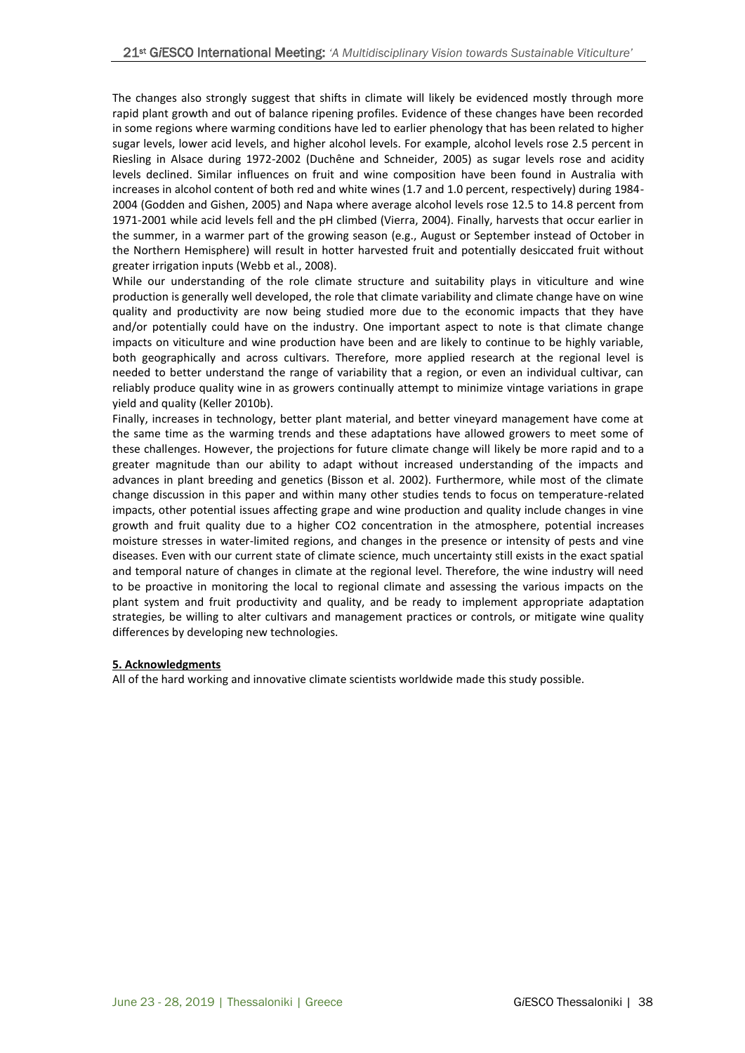The changes also strongly suggest that shifts in climate will likely be evidenced mostly through more rapid plant growth and out of balance ripening profiles. Evidence of these changes have been recorded in some regions where warming conditions have led to earlier phenology that has been related to higher sugar levels, lower acid levels, and higher alcohol levels. For example, alcohol levels rose 2.5 percent in Riesling in Alsace during 1972-2002 (Duchêne and Schneider, 2005) as sugar levels rose and acidity levels declined. Similar influences on fruit and wine composition have been found in Australia with increases in alcohol content of both red and white wines (1.7 and 1.0 percent, respectively) during 1984-2004 (Godden and Gishen, 2005) and Napa where average alcohol levels rose 12.5 to 14.8 percent from 1971-2001 while acid levels fell and the pH climbed (Vierra, 2004). Finally, harvests that occur earlier in the summer, in a warmer part of the growing season (e.g., August or September instead of October in the Northern Hemisphere) will result in hotter harvested fruit and potentially desiccated fruit without greater irrigation inputs (Webb et al., 2008).

While our understanding of the role climate structure and suitability plays in viticulture and wine production is generally well developed, the role that climate variability and climate change have on wine quality and productivity are now being studied more due to the economic impacts that they have and/or potentially could have on the industry. One important aspect to note is that climate change impacts on viticulture and wine production have been and are likely to continue to be highly variable, both geographically and across cultivars. Therefore, more applied research at the regional level is needed to better understand the range of variability that a region, or even an individual cultivar, can reliably produce quality wine in as growers continually attempt to minimize vintage variations in grape yield and quality (Keller 2010b).

Finally, increases in technology, better plant material, and better vineyard management have come at the same time as the warming trends and these adaptations have allowed growers to meet some of these challenges. However, the projections for future climate change will likely be more rapid and to a greater magnitude than our ability to adapt without increased understanding of the impacts and advances in plant breeding and genetics (Bisson et al. 2002). Furthermore, while most of the climate change discussion in this paper and within many other studies tends to focus on temperature-related impacts, other potential issues affecting grape and wine production and quality include changes in vine growth and fruit quality due to a higher $CO_2$ concentration in the atmosphere, potential increases moisture stresses in water-limited regions, and changes in the presence or intensity of pests and vine diseases. Even with our current state of climate science, much uncertainty still exists in the exact spatial and temporal nature of changes in climate at the regional level. Therefore, the wine industry will need to be proactive in monitoring the local to regional climate and assessing the various impacts on the plant system and fruit productivity and quality, and be ready to implement appropriate adaptation strategies, be willing to alter cultivars and management practices or controls, or mitigate wine quality differences by developing new technologies.

## 5. Acknowledgments

All of the hard working and innovative climate scientists worldwide made this study possible.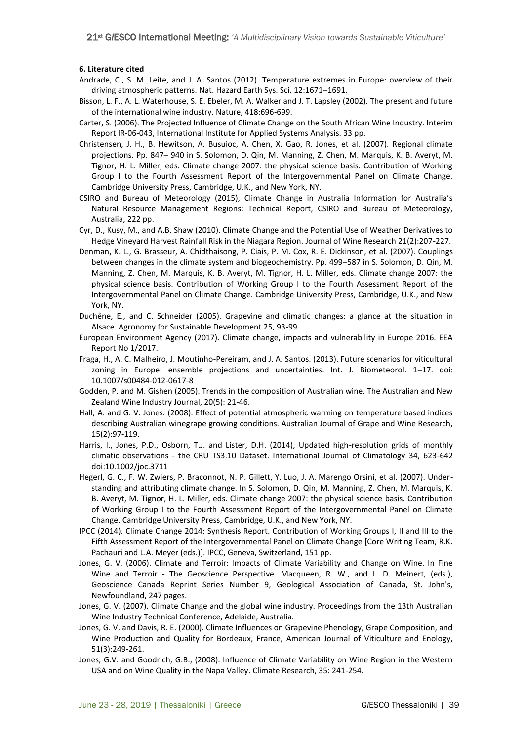**6. Literature cited**

Andrade, C., S. M. Leite, and J. A. Santos (2012). Temperature extremes in Europe: overview of their driving atmospheric patterns. Nat. Hazard Earth Sys. Sci. 12:1671–1691.

Bisson, L. F., A. L. Waterhouse, S. E. Ebeler, M. A. Walker and J. T. Lapsley (2002). The present and future of the international wine industry. Nature, 418:696-699.

Carter, S. (2006). The Projected Influence of Climate Change on the South African Wine Industry. Interim Report IR-06-043, International Institute for Applied Systems Analysis. 33 pp.

Christensen, J. H., B. Hewitson, A. Busuioc, A. Chen, X. Gao, R. Jones, et al. (2007). Regional climate projections. Pp. 847– 940 in S. Solomon, D. Qin, M. Manning, Z. Chen, M. Marquis, K. B. Averyt, M. Tignor, H. L. Miller, eds. Climate change 2007: the physical science basis. Contribution of Working Group I to the Fourth Assessment Report of the Intergovernmental Panel on Climate Change. Cambridge University Press, Cambridge, U.K., and New York, NY.

CSIRO and Bureau of Meteorology (2015), Climate Change in Australia Information for Australia's Natural Resource Management Regions: Technical Report, CSIRO and Bureau of Meteorology, Australia, 222 pp.

Cyr, D., Kusy, M., and A.B. Shaw (2010). Climate Change and the Potential Use of Weather Derivatives to Hedge Vineyard Harvest Rainfall Risk in the Niagara Region. Journal of Wine Research 21(2):207-227.

Denman, K. L., G. Brasseur, A. Chidthaisong, P. Ciais, P. M. Cox, R. E. Dickinson, et al. (2007). Couplings between changes in the climate system and biogeochemistry. Pp. 499–587 in S. Solomon, D. Qin, M. Manning, Z. Chen, M. Marquis, K. B. Averyt, M. Tignor, H. L. Miller, eds. Climate change 2007: the physical science basis. Contribution of Working Group I to the Fourth Assessment Report of the Intergovernmental Panel on Climate Change. Cambridge University Press, Cambridge, U.K., and New York, NY.

Duchêne, E., and C. Schneider (2005). Grapevine and climatic changes: a glance at the situation in Alsace. Agronomy for Sustainable Development 25, 93-99.

European Environment Agency (2017). Climate change, impacts and vulnerability in Europe 2016. EEA Report No 1/2017.

Fraga, H., A. C. Malheiro, J. Moutinho-Pereiram, and J. A. Santos. (2013). Future scenarios for viticultural zoning in Europe: ensemble projections and uncertainties. Int. J. Biometeorol. 1–17. doi: 10.1007/s00484-012-0617-8

Godden, P. and M. Gishen (2005). Trends in the composition of Australian wine. The Australian and New Zealand Wine Industry Journal, 20(5): 21-46.

Hall, A. and G. V. Jones. (2008). Effect of potential atmospheric warming on temperature based indices describing Australian winegrape growing conditions. Australian Journal of Grape and Wine Research, 15(2):97-119.

Harris, I., Jones, P.D., Osborn, T.J. and Lister, D.H. (2014), Updated high-resolution grids of monthly climatic observations - the CRU TS3.10 Dataset. International Journal of Climatology 34, 623-642 doi:10.1002/joc.3711

Hegerl, G. C., F. W. Zwiers, P. Braconnot, N. P. Gillett, Y. Luo, J. A. Marengo Orsini, et al. (2007). Under-standing and attributing climate change. In S. Solomon, D. Qin, M. Manning, Z. Chen, M. Marquis, K. B. Averyt, M. Tignor, H. L. Miller, eds. Climate change 2007: the physical science basis. Contribution of Working Group I to the Fourth Assessment Report of the Intergovernmental Panel on Climate Change. Cambridge University Press, Cambridge, U.K., and New York, NY.

IPCC (2014). Climate Change 2014: Synthesis Report. Contribution of Working Groups I, II and III to the Fifth Assessment Report of the Intergovernmental Panel on Climate Change [Core Writing Team, R.K. Pachauri and L.A. Meyer (eds.)]. IPCC, Geneva, Switzerland, 151 pp.

Jones, G. V. (2006). Climate and Terroir: Impacts of Climate Variability and Change on Wine. In Fine Wine and Terroir - The Geoscience Perspective. Macqueen, R. W., and L. D. Meinert, (eds.), Geoscience Canada Reprint Series Number 9, Geological Association of Canada, St. John's, Newfoundland, 247 pages.

Jones, G. V. (2007). Climate Change and the global wine industry. Proceedings from the 13th Australian Wine Industry Technical Conference, Adelaide, Australia.

Jones, G. V. and Davis, R. E. (2000). Climate Influences on Grapevine Phenology, Grape Composition, and Wine Production and Quality for Bordeaux, France, American Journal of Viticulture and Enology, 51(3):249-261.

Jones, G.V. and Goodrich, G.B., (2008). Influence of Climate Variability on Wine Region in the Western USA and on Wine Quality in the Napa Valley. Climate Research, 35: 241-254.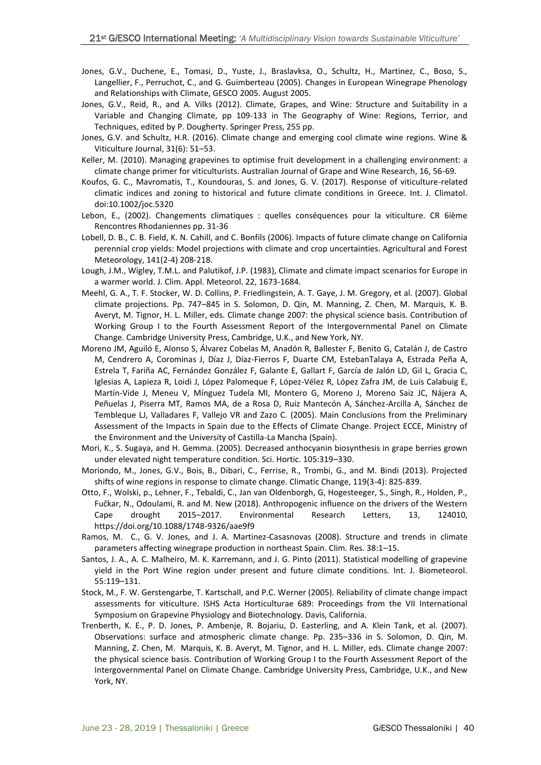Jones, G.V., Duchene, E., Tomasi, D., Yuste, J., Braslavksa, O., Schultz, H., Martinez, C., Boso, S., Langellier, F., Perruchot, C., and G. Guimberteau (2005). Changes in European Winegrape Phenology and Relationships with Climate, GESCO 2005. August 2005.

Jones, G.V., Reid, R., and A. Vilks (2012). Climate, Grapes, and Wine: Structure and Suitability in a Variable and Changing Climate, pp 109-133 in The Geography of Wine: Regions, Terrior, and Techniques, edited by P. Dougherty. Springer Press, 255 pp.

Jones, G.V. and Schultz, H.R. (2016). Climate change and emerging cool climate wine regions. Wine & Viticulture Journal, 31(6): 51–53.

Keller, M. (2010). Managing grapevines to optimise fruit development in a challenging environment: a climate change primer for viticulturists. Australian Journal of Grape and Wine Research, 16, 56-69.

Koufos, G. C., Mavromatis, T., Koundouras, S. and Jones, G. V. (2017). Response of viticulture-related climatic indices and zoning to historical and future climate conditions in Greece. Int. J. Climatol. doi:10.1002/joc.5320

Lebon, E., (2002). Changements climatiques : quelles conséquences pour la viticulture. CR 6ième Rencontres Rhodaniennes pp. 31-36

Lobell, D. B., C. B. Field, K. N. Cahill, and C. Bonfils (2006). Impacts of future climate change on California perennial crop yields: Model projections with climate and crop uncertainties. Agricultural and Forest Meteorology, 141(2-4) 208-218.

Lough, J.M., Wigley, T.M.L. and Palutikof, J.P. (1983), Climate and climate impact scenarios for Europe in a warmer world. J. Clim. Appl. Meteorol. 22, 1673-1684.

Meehl, G. A., T. F. Stocker, W. D. Collins, P. Friedlingstein, A. T. Gaye, J. M. Gregory, et al. (2007). Global climate projections. Pp. 747–845 in S. Solomon, D. Qin, M. Manning, Z. Chen, M. Marquis, K. B. Averyt, M. Tignor, H. L. Miller, eds. Climate change 2007: the physical science basis. Contribution of Working Group I to the Fourth Assessment Report of the Intergovernmental Panel on Climate Change. Cambridge University Press, Cambridge, U.K., and New York, NY.

Moreno JM, Aguiló E, Alonso S, Álvarez Cobelas M, Anadón R, Ballester F, Benito G, Catalán J, de Castro M, Cendrero A, Corominas J, Díaz J, Díaz-Fierros F, Duarte CM, EstebanTalaya A, Estrada Peña A, Estrela T, Fariña AC, Fernández González F, Galante E, Gallart F, García de Jalón LD, Gil L, Gracia C, Iglesias A, Lapieza R, Loidi J, López Palomeque F, López-Vélez R, López Zafra JM, de Luis Calabuig E, Martín-Vide J, Meneu V, Mínguez Tudela MI, Montero G, Moreno J, Moreno Saiz JC, Nájera A, Peñuelas J, Piserra MT, Ramos MA, de a Rosa D, Ruiz Mantecón A, Sánchez-Arcilla A, Sánchez de Tembleque LJ, Valladares F, Vallejo VR and Zazo C. (2005). Main Conclusions from the Preliminary Assessment of the Impacts in Spain due to the Effects of Climate Change. Project ECCE, Ministry of the Environment and the University of Castilla-La Mancha (Spain).

Mori, K., S. Sugaya, and H. Gemma. (2005). Decreased anthocyanin biosynthesis in grape berries grown under elevated night temperature condition. Sci. Hortic. 105:319–330.

Moriondo, M., Jones, G.V., Bois, B., Dibari, C., Ferrise, R., Trombi, G., and M. Bindi (2013). Projected shifts of wine regions in response to climate change. Climatic Change, 119(3-4): 825-839.

Otto, F., Wolski, p., Lehner, F., Tebaldi, C., Jan van Oldenborgh, G, Hogesteeger, S., Singh, R., Holden, P., Fučkar, N., Odoulami, R. and M. New (2018). Anthropogenic influence on the drivers of the Western Cape drought 2015–2017. Environmental Research Letters, 13, 124010, https://doi.org/10.1088/1748-9326/aae9f9

Ramos, M. C., G. V. Jones, and J. A. Martinez-Casasnovas (2008). Structure and trends in climate parameters affecting winegrape production in northeast Spain. Clim. Res. 38:1–15.

Santos, J. A., A. C. Malheiro, M. K. Karremann, and J. G. Pinto (2011). Statistical modelling of grapevine yield in the Port Wine region under present and future climate conditions. Int. J. Biometeorol. 55:119–131.

Stock, M., F. W. Gerstengarbe, T. Kartschall, and P.C. Werner (2005). Reliability of climate change impact assessments for viticulture. ISHS Acta Horticulturae 689: Proceedings from the VII International Symposium on Grapevine Physiology and Biotechnology. Davis, California.

Trenberth, K. E., P. D. Jones, P. Ambenje, R. Bojariu, D. Easterling, and A. Klein Tank, et al. (2007). Observations: surface and atmospheric climate change. Pp. 235–336 in S. Solomon, D. Qin, M. Manning, Z. Chen, M. Marquis, K. B. Averyt, M. Tignor, and H. L. Miller, eds. Climate change 2007: the physical science basis. Contribution of Working Group I to the Fourth Assessment Report of the Intergovernmental Panel on Climate Change. Cambridge University Press, Cambridge, U.K., and New York, NY.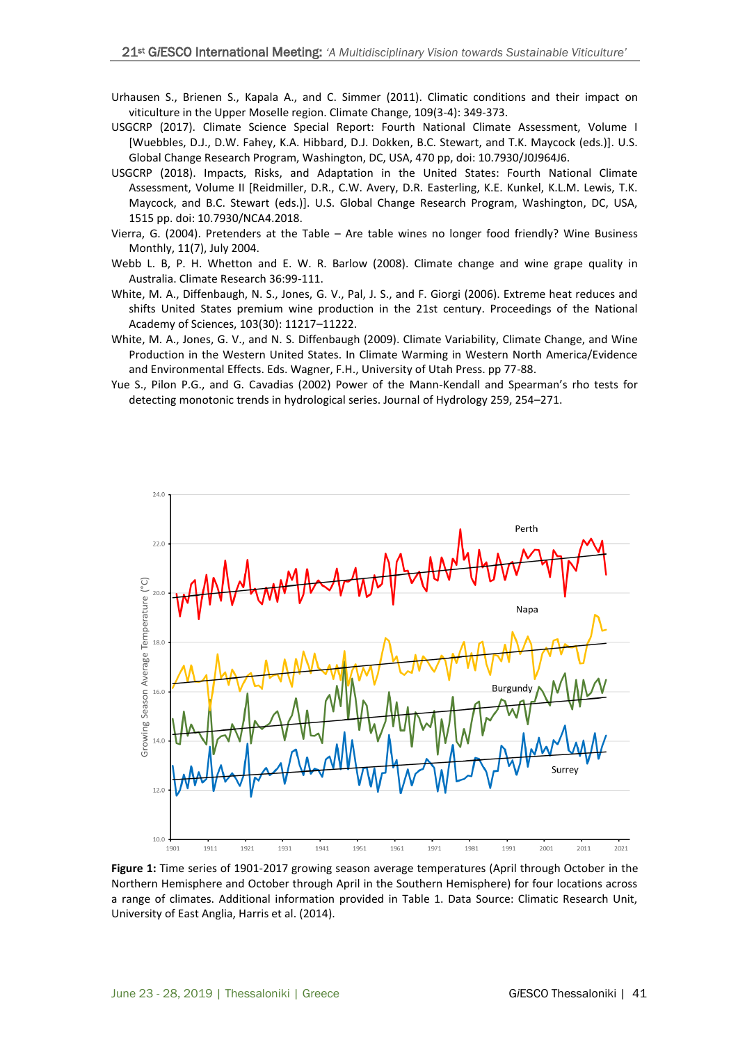Urhausen S., Brienen S., Kapala A., and C. Simmer (2011). Climatic conditions and their impact on viticulture in the Upper Moselle region. Climate Change, 109(3-4): 349-373.

USGCRP (2017). Climate Science Special Report: Fourth National Climate Assessment, Volume I [Wuebbles, D.J., D.W. Fahey, K.A. Hibbard, D.J. Dokken, B.C. Stewart, and T.K. Maycock (eds.)]. U.S. Global Change Research Program, Washington, DC, USA, 470 pp, doi: 10.7930/J0J964J6.

USGCRP (2018). Impacts, Risks, and Adaptation in the United States: Fourth National Climate Assessment, Volume II [Reidmiller, D.R., C.W. Avery, D.R. Easterling, K.E. Kunkel, K.L.M. Lewis, T.K. Maycock, and B.C. Stewart (eds.)]. U.S. Global Change Research Program, Washington, DC, USA, 1515 pp. doi: 10.7930/NCA4.2018.

Vierra, G. (2004). Pretenders at the Table – Are table wines no longer food friendly? Wine Business Monthly, 11(7), July 2004.

Webb L. B, P. H. Whetton and E. W. R. Barlow (2008). Climate change and wine grape quality in Australia. Climate Research 36:99-111.

White, M. A., Diffenbaugh, N. S., Jones, G. V., Pal, J. S., and F. Giorgi (2006). Extreme heat reduces and shifts United States premium wine production in the 21st century. Proceedings of the National Academy of Sciences, 103(30): 11217–11222.

White, M. A., Jones, G. V., and N. S. Diffenbaugh (2009). Climate Variability, Climate Change, and Wine Production in the Western United States. In Climate Warming in Western North America/Evidence and Environmental Effects. Eds. Wagner, F.H., University of Utah Press. pp 77-88.

Yue S., Pilon P.G., and G. Cavadias (2002) Power of the Mann-Kendall and Spearman's rho tests for detecting monotonic trends in hydrological series. Journal of Hydrology 259, 254–271.

**Figure 1:** Time series of 1901-2017 growing season average temperatures (April through October in the Northern Hemisphere and October through April in the Southern Hemisphere) for four locations across a range of climates. Additional information provided in Table 1. Data Source: Climatic Research Unit, University of East Anglia, Harris et al. (2014).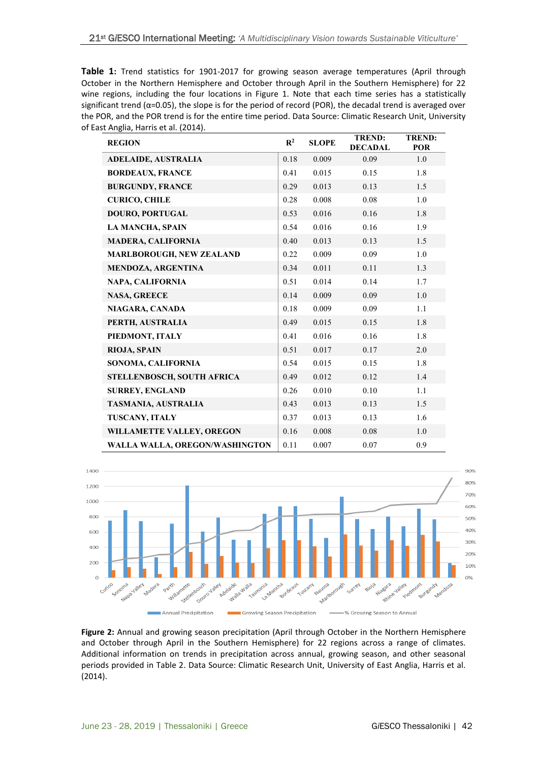**Table 1:** Trend statistics for 1901-2017 for growing season average temperatures (April through October in the Northern Hemisphere and October through April in the Southern Hemisphere) for 22 wine regions, including the four locations in Figure 1. Note that each time series has a statistically significant trend (α=0.05), the slope is for the period of record (POR), the decadal trend is averaged over the POR, and the POR trend is for the entire time period. Data Source: Climatic Research Unit, University of East Anglia, Harris et al. (2014).

| REGION | $R^2$ | SLOPE | TREND: DECADAL | TREND: POR |
|---|---|---|---|---|
| ADELAIDE, AUSTRALIA | 0.18 | 0.009 | 0.09 | 1.0 |
| BORDEAUX, FRANCE | 0.41 | 0.015 | 0.15 | 1.8 |
| BURGUNDY, FRANCE | 0.29 | 0.013 | 0.13 | 1.5 |
| CURICO, CHILE | 0.28 | 0.008 | 0.08 | 1.0 |
| DOURO, PORTUGAL | 0.53 | 0.016 | 0.16 | 1.8 |
| LA MANCHA, SPAIN | 0.54 | 0.016 | 0.16 | 1.9 |
| MADERA, CALIFORNIA | 0.40 | 0.013 | 0.13 | 1.5 |
| MARLBOROUGH, NEW ZEALAND | 0.22 | 0.009 | 0.09 | 1.0 |
| MENDOZA, ARGENTINA | 0.34 | 0.011 | 0.11 | 1.3 |
| NAPA, CALIFORNIA | 0.51 | 0.014 | 0.14 | 1.7 |
| NASA, GREECE | 0.14 | 0.009 | 0.09 | 1.0 |
| NIAGARA, CANADA | 0.18 | 0.009 | 0.09 | 1.1 |
| PERTH, AUSTRALIA | 0.49 | 0.015 | 0.15 | 1.8 |
| PIEDMONT, ITALY | 0.41 | 0.016 | 0.16 | 1.8 |
| RIOJA, SPAIN | 0.51 | 0.017 | 0.17 | 2.0 |
| SONOMA, CALIFORNIA | 0.54 | 0.015 | 0.15 | 1.8 |
| STELLENBOSCH, SOUTH AFRICA | 0.49 | 0.012 | 0.12 | 1.4 |
| SURREY, ENGLAND | 0.26 | 0.010 | 0.10 | 1.1 |
| TASMANIA, AUSTRALIA | 0.43 | 0.013 | 0.13 | 1.5 |
| TUSCANY, ITALY | 0.37 | 0.013 | 0.13 | 1.6 |
| WILLAMETTE VALLEY, OREGON | 0.16 | 0.008 | 0.08 | 1.0 |
| WALLA WALLA, OREGON/WASHINGTON | 0.11 | 0.007 | 0.07 | 0.9 |

**Figure 2:** Annual and growing season precipitation (April through October in the Northern Hemisphere and October through April in the Southern Hemisphere) for 22 regions across a range of climates. Additional information on trends in precipitation across annual, growing season, and other seasonal periods provided in Table 2. Data Source: Climatic Research Unit, University of East Anglia, Harris et al. (2014).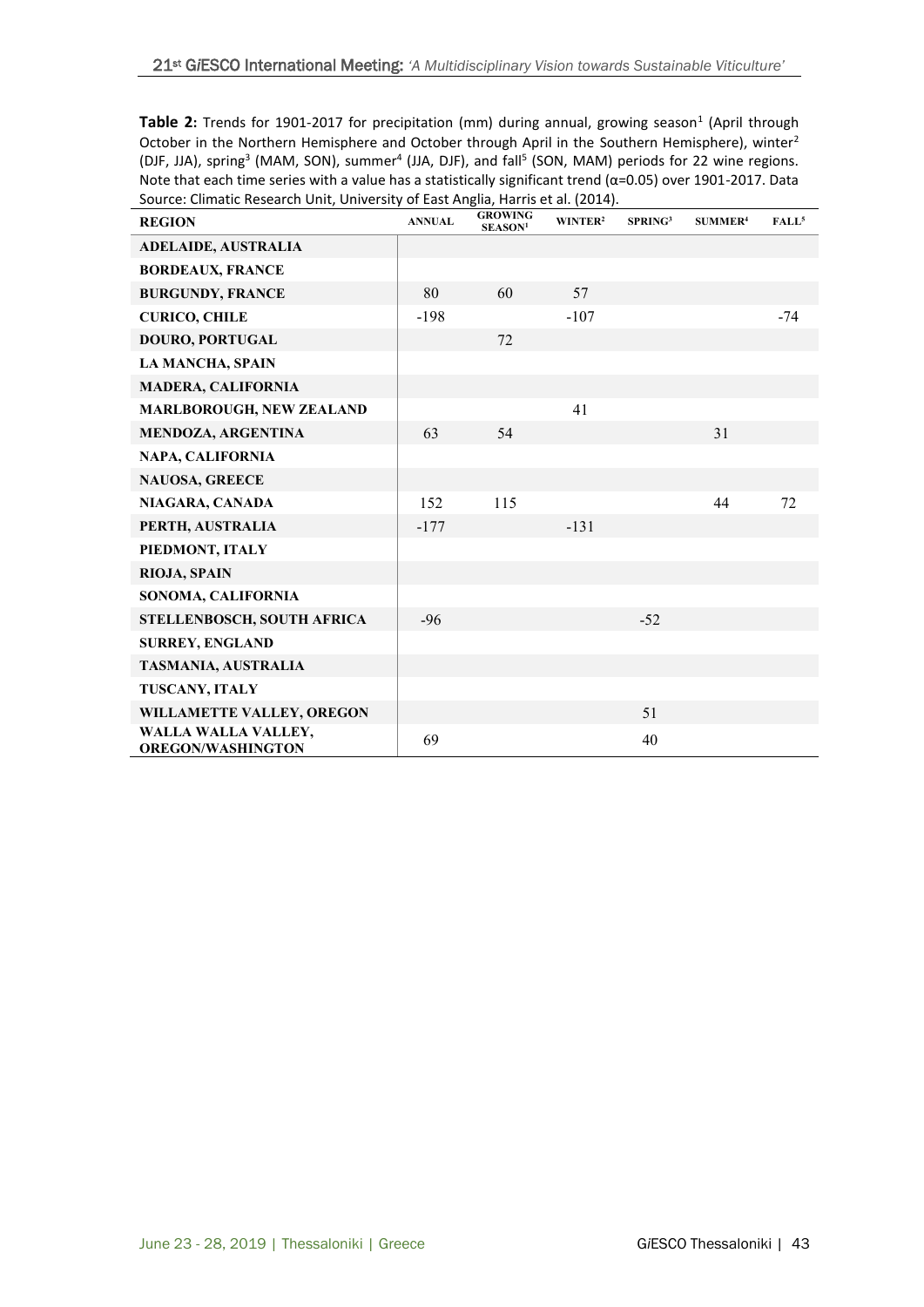**Table 2:** Trends for 1901-2017 for precipitation (mm) during annual, growing season[1] (April through October in the Northern Hemisphere and October through April in the Southern Hemisphere), winter[2] (DJF, JJA), spring[3] (MAM, SON), summer[4] (JJA, DJF), and fall[5] (SON, MAM) periods for 22 wine regions. Note that each time series with a value has a statistically significant trend (α=0.05) over 1901-2017. Data Source: Climatic Research Unit, University of East Anglia, Harris et al. (2014).

| REGION | ANNUAL | GROWING SEASON[1] | WINTER[2] | SPRING[3] | SUMMER[4] | FALL[5] |
|---|---|---|---|---|---|---|
| ADELAIDE, AUSTRALIA | | | | | | |
| BORDEAUX, FRANCE | | | | | | |
| BURGUNDY, FRANCE | 80 | 60 | 57 | | | |
| CURICO, CHILE | -198 | | -107 | | | -74 |
| DOURO, PORTUGAL | | 72 | | | | |
| LA MANCHA, SPAIN | | | | | | |
| MADERA, CALIFORNIA | | | | | | |
| MARLBOROUGH, NEW ZEALAND | | | 41 | | | |
| MENDOZA, ARGENTINA | 63 | 54 | | | 31 | |
| NAPA, CALIFORNIA | | | | | | |
| NAUOSA, GREECE | | | | | | |
| NIAGARA, CANADA | 152 | 115 | | | 44 | 72 |
| PERTH, AUSTRALIA | -177 | | -131 | | | |
| PIEDMONT, ITALY | | | | | | |
| RIOJA, SPAIN | | | | | | |
| SONOMA, CALIFORNIA | | | | | | |
| STELLENBOSCH, SOUTH AFRICA | -96 | | | -52 | | |
| SURREY, ENGLAND | | | | | | |
| TASMANIA, AUSTRALIA | | | | | | |
| TUSCANY, ITALY | | | | | | |
| WILLAMETTE VALLEY, OREGON | | | | 51 | | |
| WALLA WALLA VALLEY, OREGON/WASHINGTON | 69 | | | 40 | | |